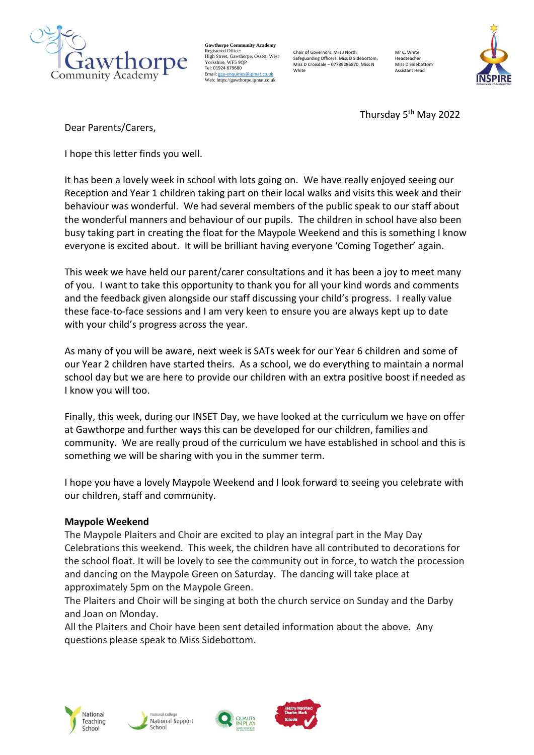**Gawthorpe Community Academy**
Registered Office:
High Street, Gawthorpe, Ossett, West Yorkshire, WF5 9QP
Tel: 01924 679680
Email: gca-enquiries@ipmat.co.uk
Web: https://gawthorpe.ipmat.co.uk

Chair of Governors: Mrs J North
Safeguarding Officers: Miss D Sidebottom, Miss D Croisdale – 07789286870, Miss N White

Mr C. White
Headteacher
Miss D Sidebottom
Assistant Head

Thursday 5th May 2022

Dear Parents/Carers,

I hope this letter finds you well.

It has been a lovely week in school with lots going on. We have really enjoyed seeing our Reception and Year 1 children taking part on their local walks and visits this week and their behaviour was wonderful. We had several members of the public speak to our staff about the wonderful manners and behaviour of our pupils. The children in school have also been busy taking part in creating the float for the Maypole Weekend and this is something I know everyone is excited about. It will be brilliant having everyone 'Coming Together' again.

This week we have held our parent/carer consultations and it has been a joy to meet many of you. I want to take this opportunity to thank you for all your kind words and comments and the feedback given alongside our staff discussing your child's progress. I really value these face-to-face sessions and I am very keen to ensure you are always kept up to date with your child's progress across the year.

As many of you will be aware, next week is SATs week for our Year 6 children and some of our Year 2 children have started theirs. As a school, we do everything to maintain a normal school day but we are here to provide our children with an extra positive boost if needed as I know you will too.

Finally, this week, during our INSET Day, we have looked at the curriculum we have on offer at Gawthorpe and further ways this can be developed for our children, families and community. We are really proud of the curriculum we have established in school and this is something we will be sharing with you in the summer term.

I hope you have a lovely Maypole Weekend and I look forward to seeing you celebrate with our children, staff and community.

**Maypole Weekend**

The Maypole Plaiters and Choir are excited to play an integral part in the May Day Celebrations this weekend. This week, the children have all contributed to decorations for the school float. It will be lovely to see the community out in force, to watch the procession and dancing on the Maypole Green on Saturday. The dancing will take place at approximately 5pm on the Maypole Green.

The Plaiters and Choir will be singing at both the church service on Sunday and the Darby and Joan on Monday.

All the Plaiters and Choir have been sent detailed information about the above. Any questions please speak to Miss Sidebottom.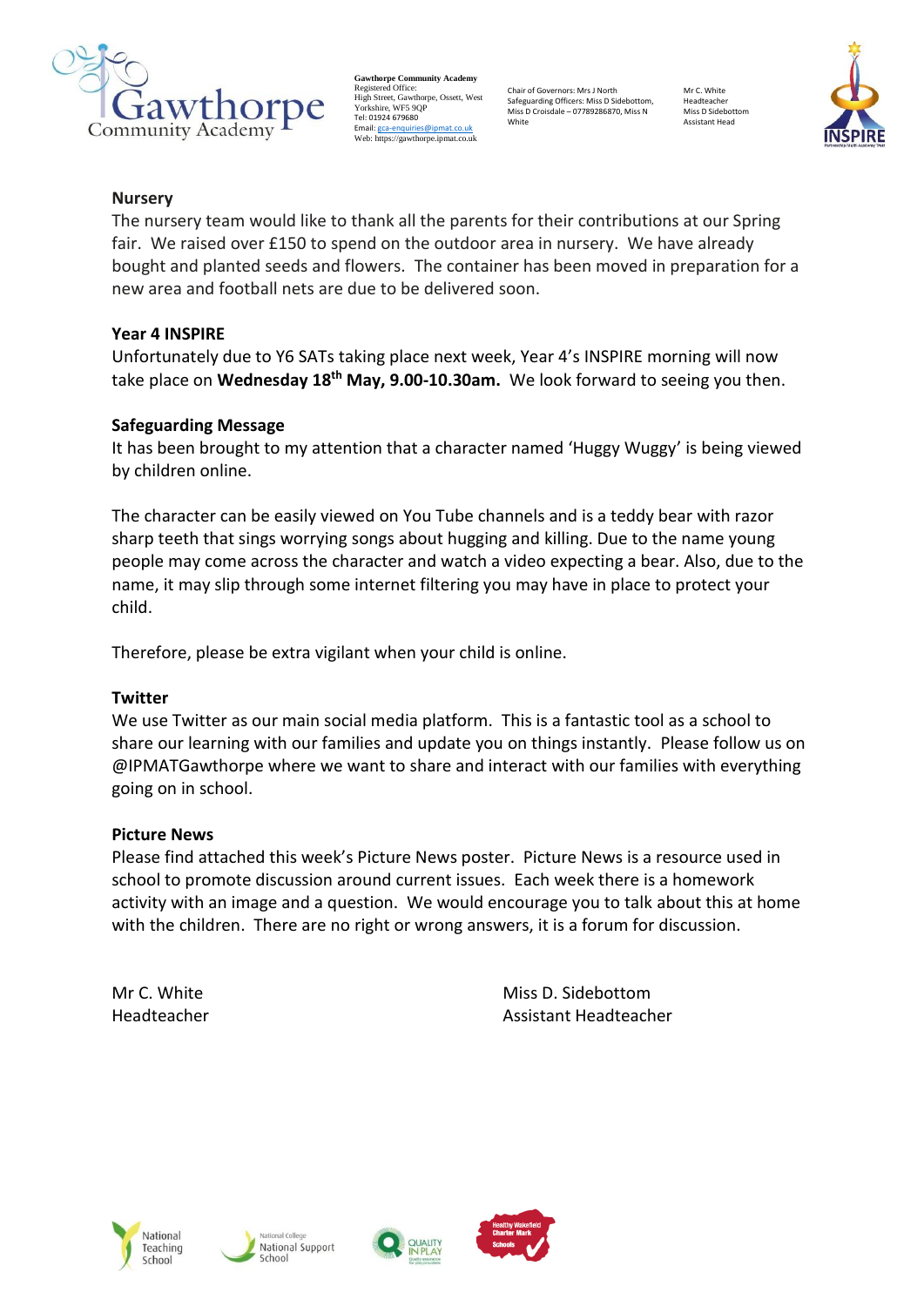## Nursery

The nursery team would like to thank all the parents for their contributions at our Spring fair. We raised over £150 to spend on the outdoor area in nursery. We have already bought and planted seeds and flowers. The container has been moved in preparation for a new area and football nets are due to be delivered soon.

## Year 4 INSPIRE

Unfortunately due to Y6 SATs taking place next week, Year 4's INSPIRE morning will now take place on **Wednesday 18th May, 9.00-10.30am.** We look forward to seeing you then.

## Safeguarding Message

It has been brought to my attention that a character named 'Huggy Wuggy' is being viewed by children online.

The character can be easily viewed on You Tube channels and is a teddy bear with razor sharp teeth that sings worrying songs about hugging and killing. Due to the name young people may come across the character and watch a video expecting a bear. Also, due to the name, it may slip through some internet filtering you may have in place to protect your child.

Therefore, please be extra vigilant when your child is online.

## Twitter

We use Twitter as our main social media platform. This is a fantastic tool as a school to share our learning with our families and update you on things instantly. Please follow us on @IPMATGawthorpe where we want to share and interact with our families with everything going on in school.

## Picture News

Please find attached this week's Picture News poster. Picture News is a resource used in school to promote discussion around current issues. Each week there is a homework activity with an image and a question. We would encourage you to talk about this at home with the children. There are no right or wrong answers, it is a forum for discussion.

Mr C. White
Headteacher

Miss D. Sidebottom
Assistant Headteacher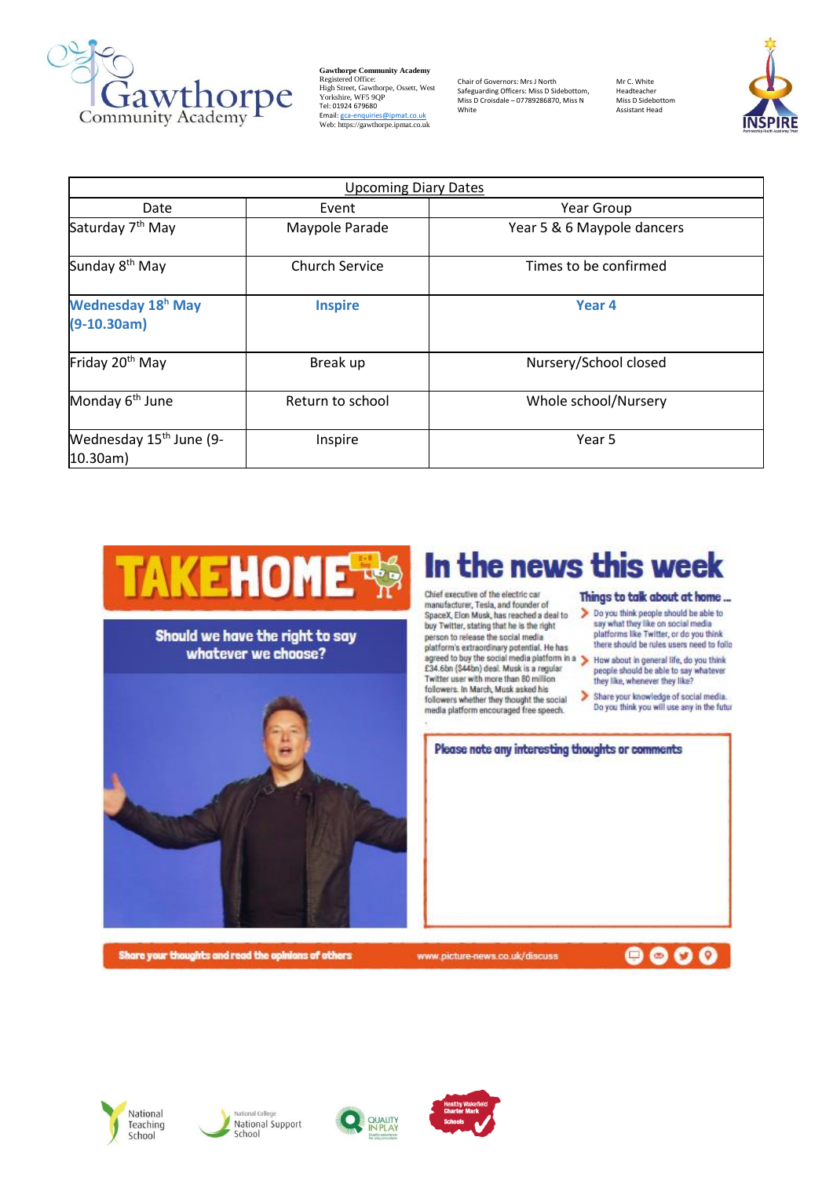Gawthorpe Community Academy

**Gawthorpe Community Academy**
Registered Office:
High Street, Gawthorpe, Ossett, West Yorkshire, WF5 9QP
Tel: 01924 679680
Email: gca-enquiries@ipmat.co.uk
Web: https://gawthorpe.ipmat.co.uk

Chair of Governors: Mrs J North
Safeguarding Officers: Miss D Sidebottom, Miss D Croisdale – 07789286870, Miss N White

Mr C. White
Headteacher
Miss D Sidebottom
Assistant Head

INSPIRE

| Upcoming Diary Dates | | |
|---|---|---|
| Date | Event | Year Group |
| Saturday 7th May | Maypole Parade | Year 5 & 6 Maypole dancers |
| Sunday 8th May | Church Service | Times to be confirmed |
| **Wednesday 18h May (9-10.30am)** | **Inspire** | **Year 4** |
| Friday 20th May | Break up | Nursery/School closed |
| Monday 6th June | Return to school | Whole school/Nursery |
| Wednesday 15th June (9-10.30am) | Inspire | Year 5 |

# TAKEHOME

**Should we have the right to say whatever we choose?**

# In the news this week

Chief executive of the electric car manufacturer, Tesla, and founder of SpaceX, Elon Musk, has reached a deal to buy Twitter, stating that he is the right person to release the social media platform's extraordinary potential. He has agreed to buy the social media platform in a £34.6bn ($44bn) deal. Musk is a regular Twitter user with more than 80 million followers. In March, Musk asked his followers whether they thought the social media platform encouraged free speech.

## Things to talk about at home...

- Do you think people should be able to say what they like on social media platforms like Twitter, or do you think there should be rules users need to follo
- How about in general life, do you think people should be able to say whatever they like, whenever they like?
- Share your knowledge of social media. Do you think you will use any in the futu

**Please note any interesting thoughts or comments**

Share your thoughts and read the opinions of others www.picture-news.co.uk/discuss

National Teaching School | National College National Support School | Quality in Play | Healthy Wakefield Charter Mark Schools